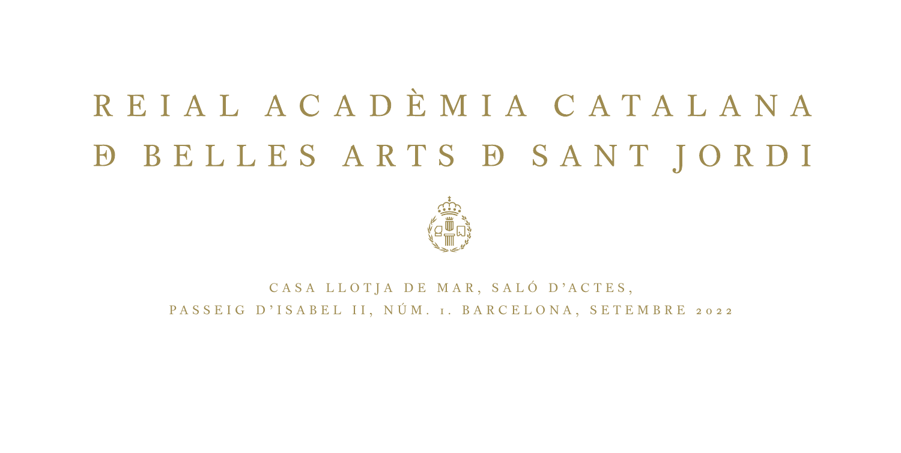# REIAL ACADÈMIA CATALANA Ð BELLES ARTS Ð SANT JORDI

CASA LLOTJA DE MAR, SALÓ D'ACTES,
PASSEIG D'ISABEL II, NÚM. 1. BARCELONA, SETEMBRE 2022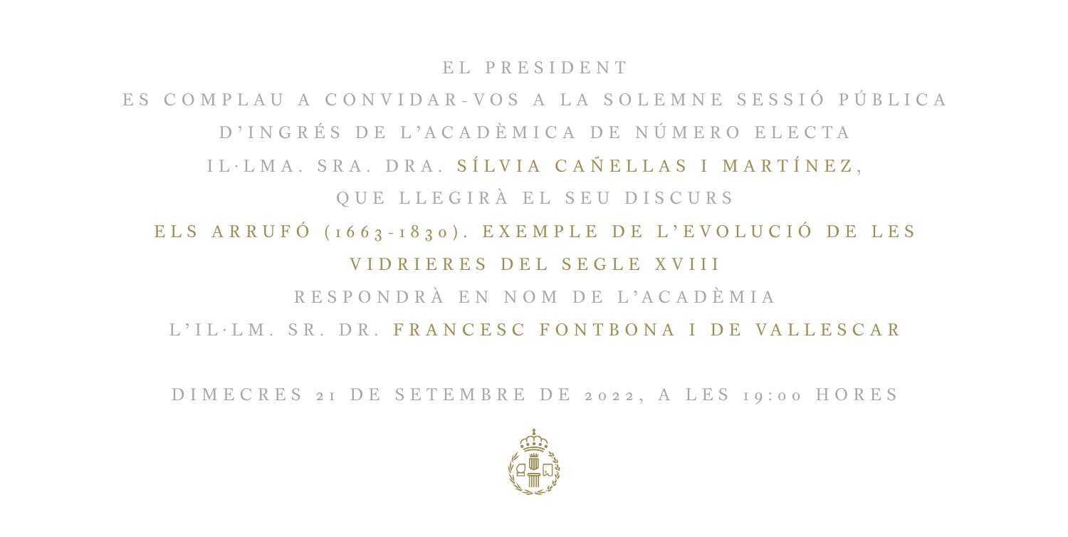EL PRESIDENT

ES COMPLAU A CONVIDAR-VOS A LA SOLEMNE SESSIÓ PÚBLICA

D'INGRÉS DE L'ACADÈMICA DE NÚMERO ELECTA

IL·LMA. SRA. DRA. SÍLVIA CAÑELLAS I MARTÍNEZ,

QUE LLEGIRÀ EL SEU DISCURS

ELS ARRUFÓ (1663-1830). EXEMPLE DE L'EVOLUCIÓ DE LES VIDRIERES DEL SEGLE XVIII

RESPONDRÀ EN NOM DE L'ACADÈMIA

L'IL·LM. SR. DR. FRANCESC FONTBONA I DE VALLESCAR

DIMECRES 21 DE SETEMBRE DE 2022, A LES 19:00 HORES